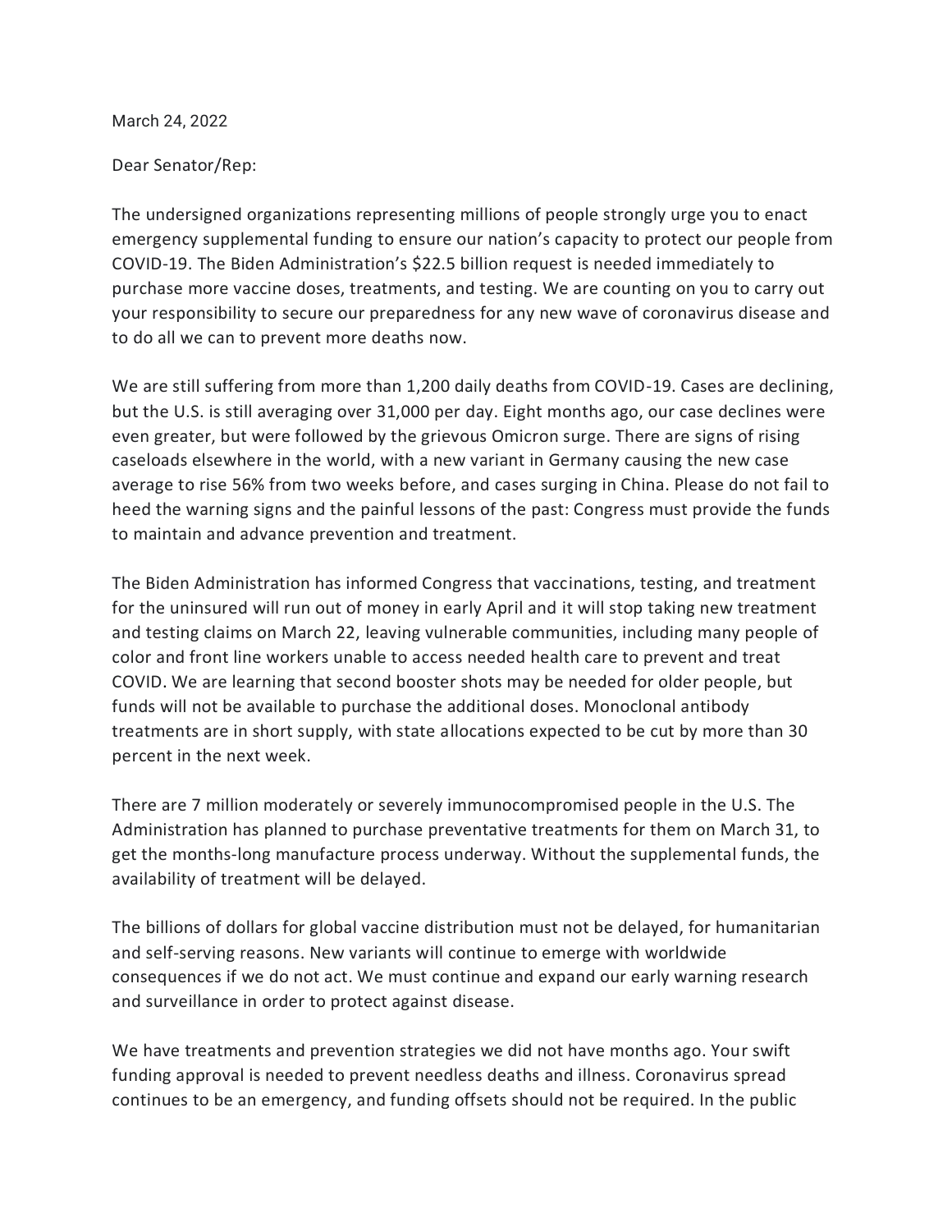March 24, 2022

Dear Senator/Rep:

The undersigned organizations representing millions of people strongly urge you to enact emergency supplemental funding to ensure our nation's capacity to protect our people from COVID-19. The Biden Administration's $22.5 billion request is needed immediately to purchase more vaccine doses, treatments, and testing. We are counting on you to carry out your responsibility to secure our preparedness for any new wave of coronavirus disease and to do all we can to prevent more deaths now.

We are still suffering from more than 1,200 daily deaths from COVID-19. Cases are declining, but the U.S. is still averaging over 31,000 per day. Eight months ago, our case declines were even greater, but were followed by the grievous Omicron surge. There are signs of rising caseloads elsewhere in the world, with a new variant in Germany causing the new case average to rise 56% from two weeks before, and cases surging in China. Please do not fail to heed the warning signs and the painful lessons of the past: Congress must provide the funds to maintain and advance prevention and treatment.

The Biden Administration has informed Congress that vaccinations, testing, and treatment for the uninsured will run out of money in early April and it will stop taking new treatment and testing claims on March 22, leaving vulnerable communities, including many people of color and front line workers unable to access needed health care to prevent and treat COVID. We are learning that second booster shots may be needed for older people, but funds will not be available to purchase the additional doses. Monoclonal antibody treatments are in short supply, with state allocations expected to be cut by more than 30 percent in the next week.

There are 7 million moderately or severely immunocompromised people in the U.S. The Administration has planned to purchase preventative treatments for them on March 31, to get the months-long manufacture process underway. Without the supplemental funds, the availability of treatment will be delayed.

The billions of dollars for global vaccine distribution must not be delayed, for humanitarian and self-serving reasons. New variants will continue to emerge with worldwide consequences if we do not act. We must continue and expand our early warning research and surveillance in order to protect against disease.

We have treatments and prevention strategies we did not have months ago. Your swift funding approval is needed to prevent needless deaths and illness. Coronavirus spread continues to be an emergency, and funding offsets should not be required. In the public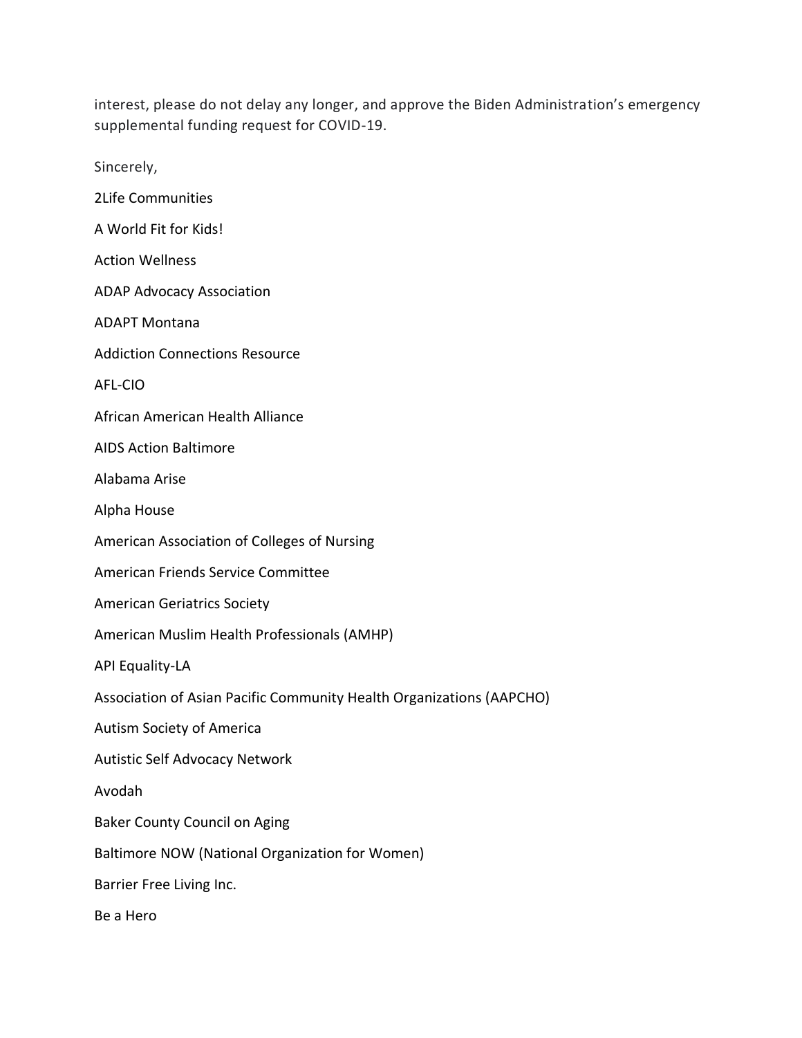interest, please do not delay any longer, and approve the Biden Administration's emergency supplemental funding request for COVID-19.

Sincerely,

2Life Communities

A World Fit for Kids!

Action Wellness

ADAP Advocacy Association

ADAPT Montana

Addiction Connections Resource

AFL-CIO

African American Health Alliance

AIDS Action Baltimore

Alabama Arise

Alpha House

American Association of Colleges of Nursing

American Friends Service Committee

American Geriatrics Society

American Muslim Health Professionals (AMHP)

API Equality-LA

Association of Asian Pacific Community Health Organizations (AAPCHO)

Autism Society of America

Autistic Self Advocacy Network

Avodah

Baker County Council on Aging

Baltimore NOW (National Organization for Women)

Barrier Free Living Inc.

Be a Hero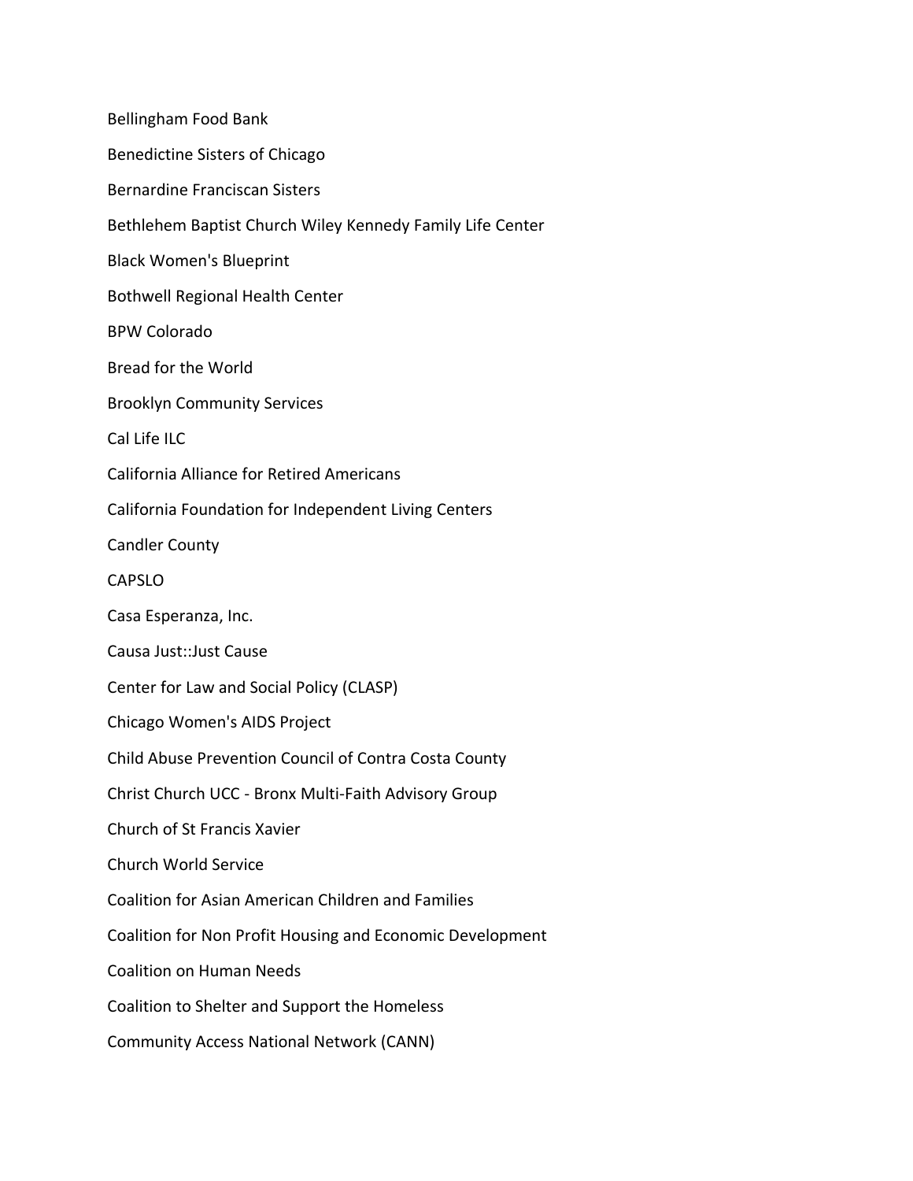Bellingham Food Bank

Benedictine Sisters of Chicago

Bernardine Franciscan Sisters

Bethlehem Baptist Church Wiley Kennedy Family Life Center

Black Women's Blueprint

Bothwell Regional Health Center

BPW Colorado

Bread for the World

Brooklyn Community Services

Cal Life ILC

California Alliance for Retired Americans

California Foundation for Independent Living Centers

Candler County

CAPSLO

Casa Esperanza, Inc.

Causa Just::Just Cause

Center for Law and Social Policy (CLASP)

Chicago Women's AIDS Project

Child Abuse Prevention Council of Contra Costa County

Christ Church UCC - Bronx Multi-Faith Advisory Group

Church of St Francis Xavier

Church World Service

Coalition for Asian American Children and Families

Coalition for Non Profit Housing and Economic Development

Coalition on Human Needs

Coalition to Shelter and Support the Homeless

Community Access National Network (CANN)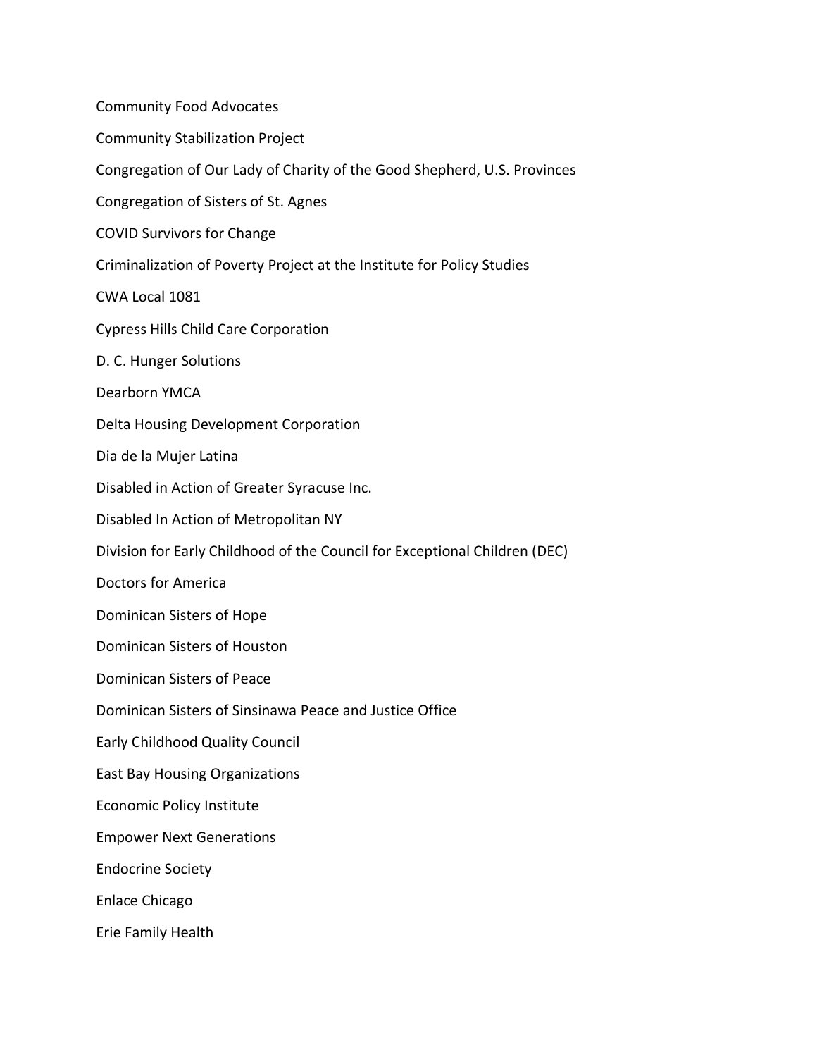Community Food Advocates

Community Stabilization Project

Congregation of Our Lady of Charity of the Good Shepherd, U.S. Provinces

Congregation of Sisters of St. Agnes

COVID Survivors for Change

Criminalization of Poverty Project at the Institute for Policy Studies

CWA Local 1081

Cypress Hills Child Care Corporation

D. C. Hunger Solutions

Dearborn YMCA

Delta Housing Development Corporation

Dia de la Mujer Latina

Disabled in Action of Greater Syracuse Inc.

Disabled In Action of Metropolitan NY

Division for Early Childhood of the Council for Exceptional Children (DEC)

Doctors for America

Dominican Sisters of Hope

Dominican Sisters of Houston

Dominican Sisters of Peace

Dominican Sisters of Sinsinawa Peace and Justice Office

Early Childhood Quality Council

East Bay Housing Organizations

Economic Policy Institute

Empower Next Generations

Endocrine Society

Enlace Chicago

Erie Family Health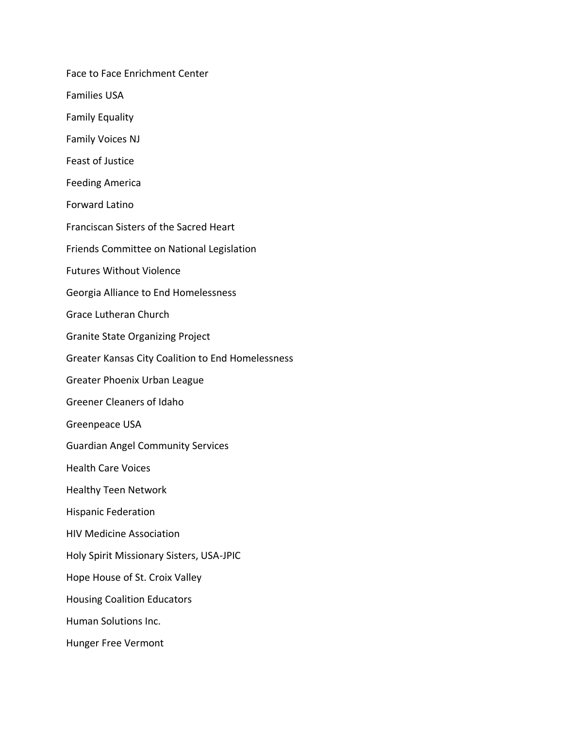Face to Face Enrichment Center

Families USA

Family Equality

Family Voices NJ

Feast of Justice

Feeding America

Forward Latino

Franciscan Sisters of the Sacred Heart

Friends Committee on National Legislation

Futures Without Violence

Georgia Alliance to End Homelessness

Grace Lutheran Church

Granite State Organizing Project

Greater Kansas City Coalition to End Homelessness

Greater Phoenix Urban League

Greener Cleaners of Idaho

Greenpeace USA

Guardian Angel Community Services

Health Care Voices

Healthy Teen Network

Hispanic Federation

HIV Medicine Association

Holy Spirit Missionary Sisters, USA-JPIC

Hope House of St. Croix Valley

Housing Coalition Educators

Human Solutions Inc.

Hunger Free Vermont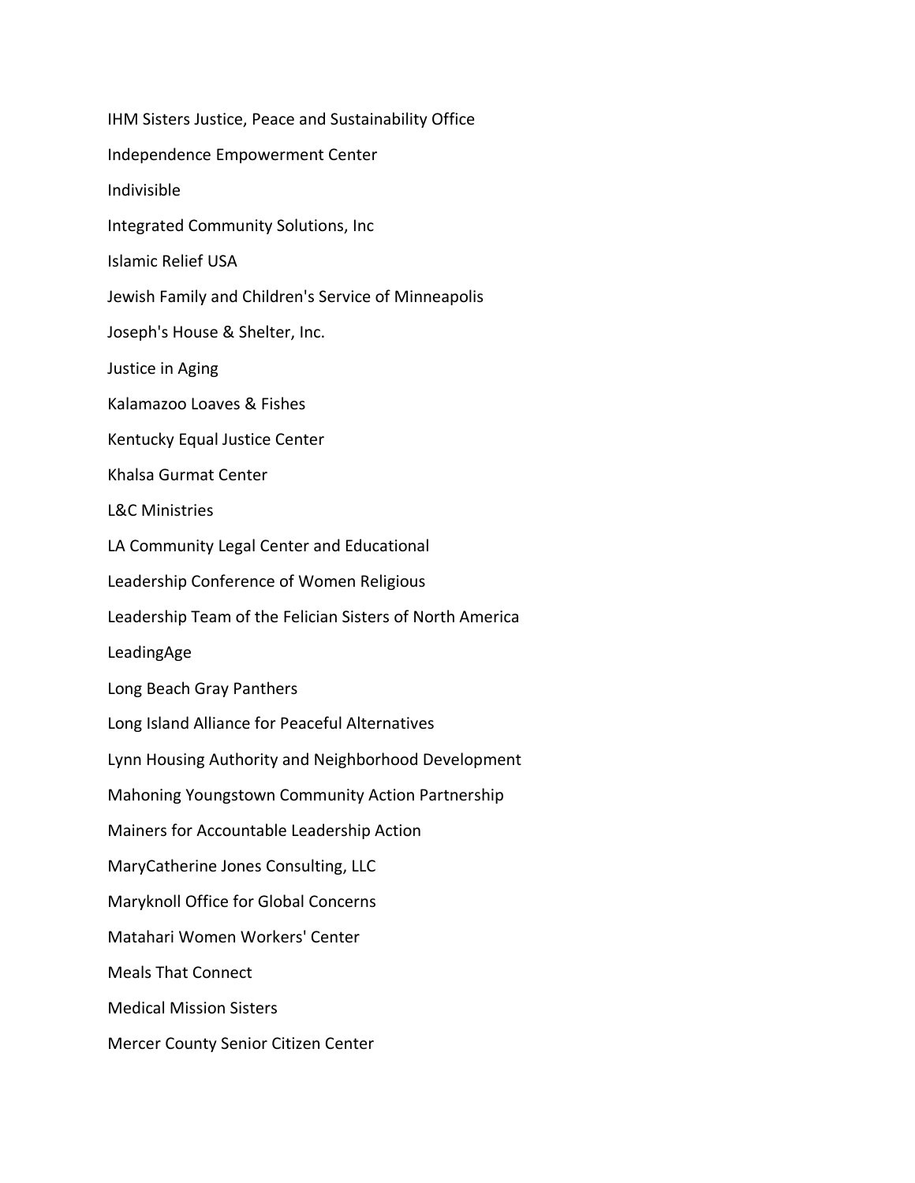IHM Sisters Justice, Peace and Sustainability Office

Independence Empowerment Center

Indivisible

Integrated Community Solutions, Inc

Islamic Relief USA

Jewish Family and Children's Service of Minneapolis

Joseph's House & Shelter, Inc.

Justice in Aging

Kalamazoo Loaves & Fishes

Kentucky Equal Justice Center

Khalsa Gurmat Center

L&C Ministries

LA Community Legal Center and Educational

Leadership Conference of Women Religious

Leadership Team of the Felician Sisters of North America

LeadingAge

Long Beach Gray Panthers

Long Island Alliance for Peaceful Alternatives

Lynn Housing Authority and Neighborhood Development

Mahoning Youngstown Community Action Partnership

Mainers for Accountable Leadership Action

MaryCatherine Jones Consulting, LLC

Maryknoll Office for Global Concerns

Matahari Women Workers' Center

Meals That Connect

Medical Mission Sisters

Mercer County Senior Citizen Center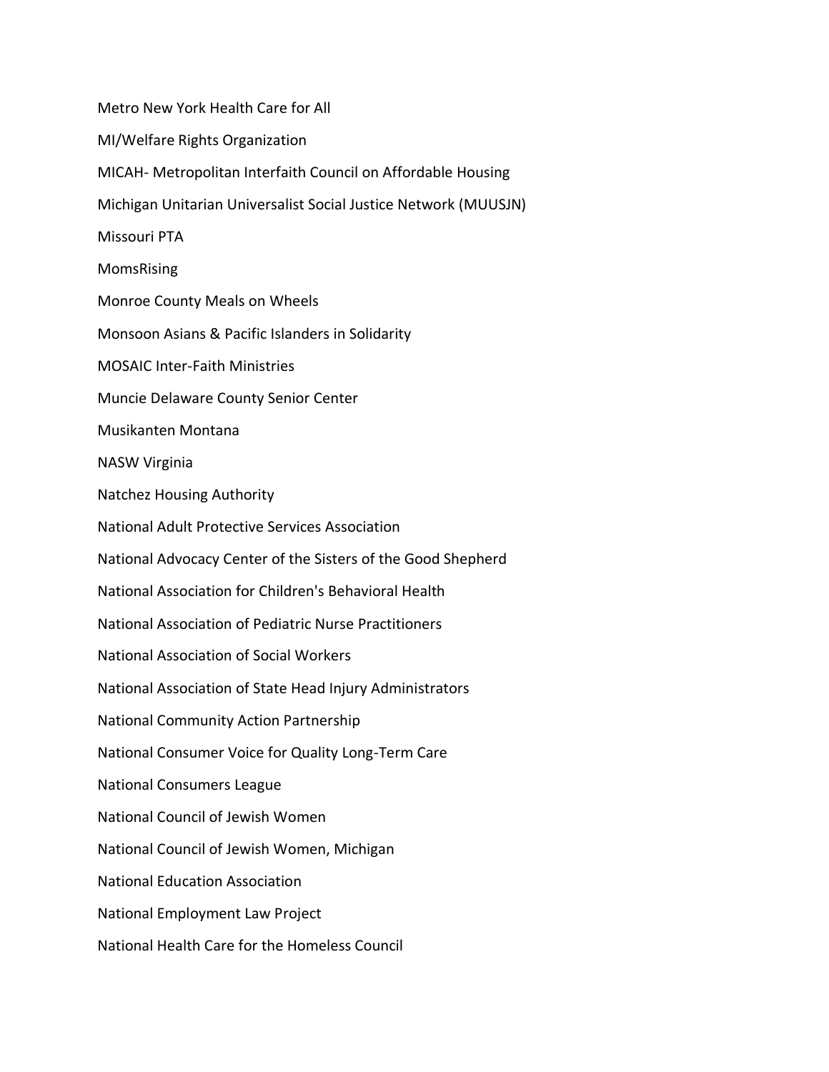Metro New York Health Care for All

MI/Welfare Rights Organization

MICAH- Metropolitan Interfaith Council on Affordable Housing

Michigan Unitarian Universalist Social Justice Network (MUUSJN)

Missouri PTA

MomsRising

Monroe County Meals on Wheels

Monsoon Asians & Pacific Islanders in Solidarity

MOSAIC Inter-Faith Ministries

Muncie Delaware County Senior Center

Musikanten Montana

NASW Virginia

Natchez Housing Authority

National Adult Protective Services Association

National Advocacy Center of the Sisters of the Good Shepherd

National Association for Children's Behavioral Health

National Association of Pediatric Nurse Practitioners

National Association of Social Workers

National Association of State Head Injury Administrators

National Community Action Partnership

National Consumer Voice for Quality Long-Term Care

National Consumers League

National Council of Jewish Women

National Council of Jewish Women, Michigan

National Education Association

National Employment Law Project

National Health Care for the Homeless Council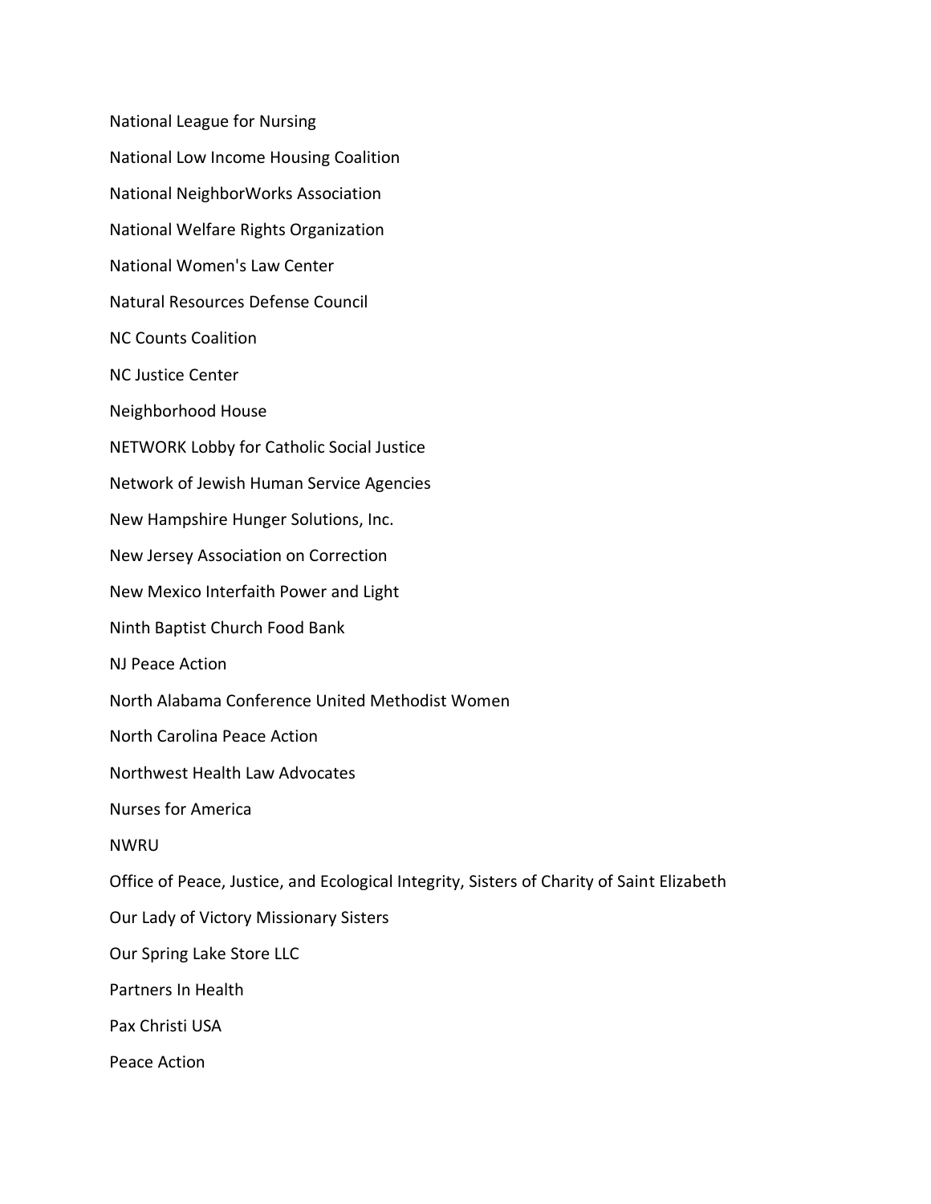National League for Nursing

National Low Income Housing Coalition

National NeighborWorks Association

National Welfare Rights Organization

National Women's Law Center

Natural Resources Defense Council

NC Counts Coalition

NC Justice Center

Neighborhood House

NETWORK Lobby for Catholic Social Justice

Network of Jewish Human Service Agencies

New Hampshire Hunger Solutions, Inc.

New Jersey Association on Correction

New Mexico Interfaith Power and Light

Ninth Baptist Church Food Bank

NJ Peace Action

North Alabama Conference United Methodist Women

North Carolina Peace Action

Northwest Health Law Advocates

Nurses for America

NWRU

Office of Peace, Justice, and Ecological Integrity, Sisters of Charity of Saint Elizabeth

Our Lady of Victory Missionary Sisters

Our Spring Lake Store LLC

Partners In Health

Pax Christi USA

Peace Action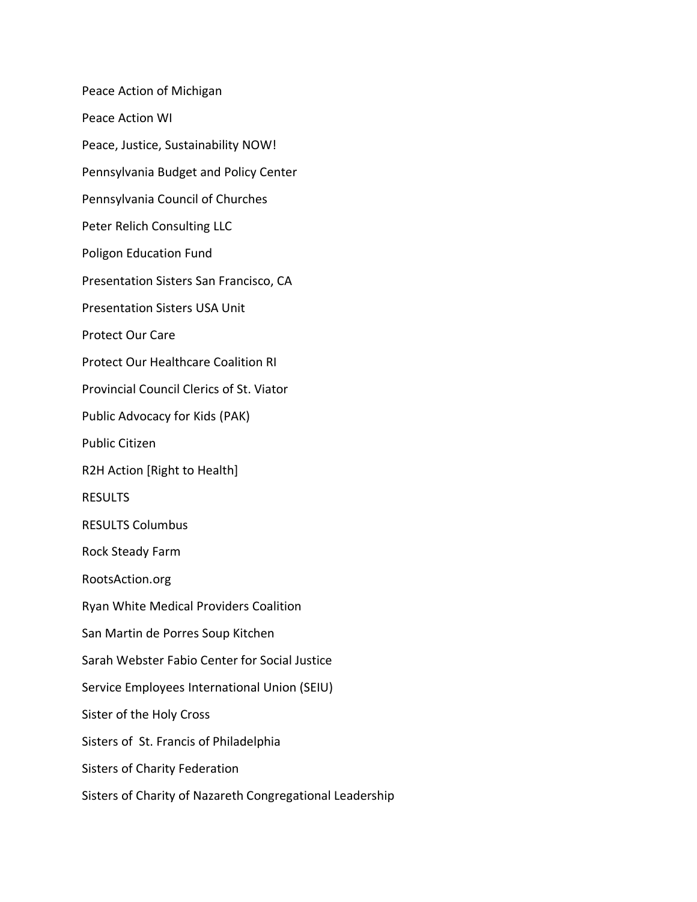Peace Action of Michigan

Peace Action WI

Peace, Justice, Sustainability NOW!

Pennsylvania Budget and Policy Center

Pennsylvania Council of Churches

Peter Relich Consulting LLC

Poligon Education Fund

Presentation Sisters San Francisco, CA

Presentation Sisters USA Unit

Protect Our Care

Protect Our Healthcare Coalition RI

Provincial Council Clerics of St. Viator

Public Advocacy for Kids (PAK)

Public Citizen

R2H Action [Right to Health]

RESULTS

RESULTS Columbus

Rock Steady Farm

RootsAction.org

Ryan White Medical Providers Coalition

San Martin de Porres Soup Kitchen

Sarah Webster Fabio Center for Social Justice

Service Employees International Union (SEIU)

Sister of the Holy Cross

Sisters of  St. Francis of Philadelphia

Sisters of Charity Federation

Sisters of Charity of Nazareth Congregational Leadership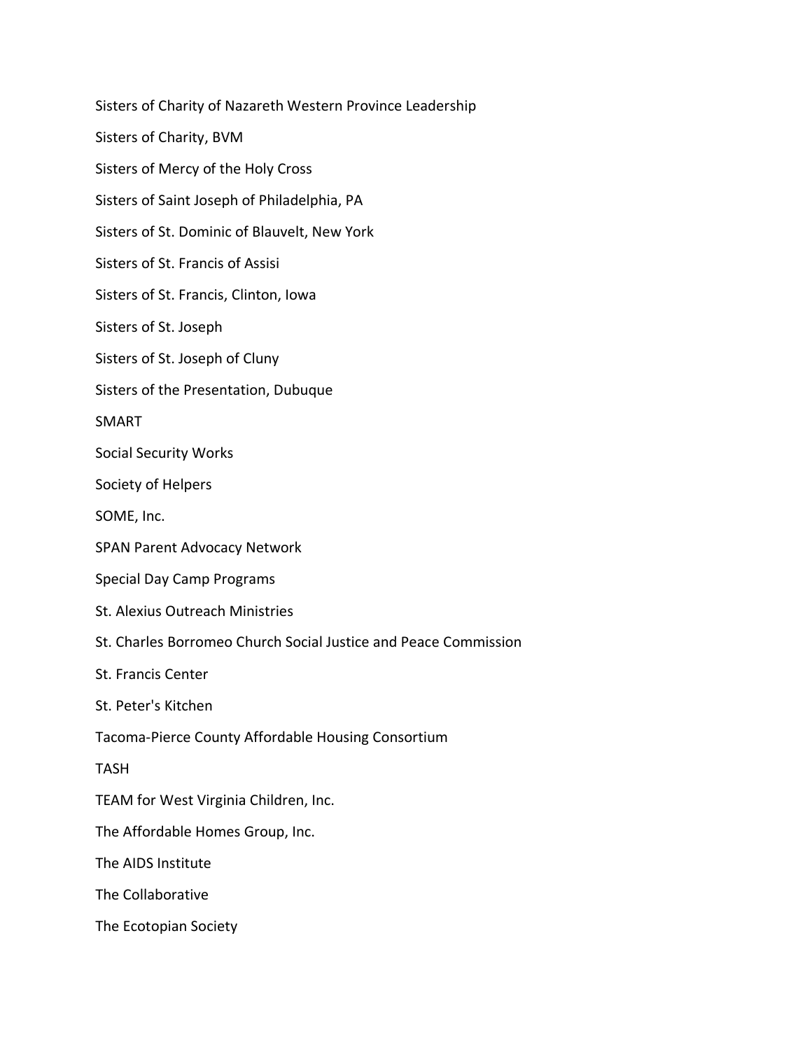Sisters of Charity of Nazareth Western Province Leadership

Sisters of Charity, BVM

Sisters of Mercy of the Holy Cross

Sisters of Saint Joseph of Philadelphia, PA

Sisters of St. Dominic of Blauvelt, New York

Sisters of St. Francis of Assisi

Sisters of St. Francis, Clinton, Iowa

Sisters of St. Joseph

Sisters of St. Joseph of Cluny

Sisters of the Presentation, Dubuque

SMART

Social Security Works

Society of Helpers

SOME, Inc.

SPAN Parent Advocacy Network

Special Day Camp Programs

St. Alexius Outreach Ministries

St. Charles Borromeo Church Social Justice and Peace Commission

St. Francis Center

St. Peter's Kitchen

Tacoma-Pierce County Affordable Housing Consortium

TASH

TEAM for West Virginia Children, Inc.

The Affordable Homes Group, Inc.

The AIDS Institute

The Collaborative

The Ecotopian Society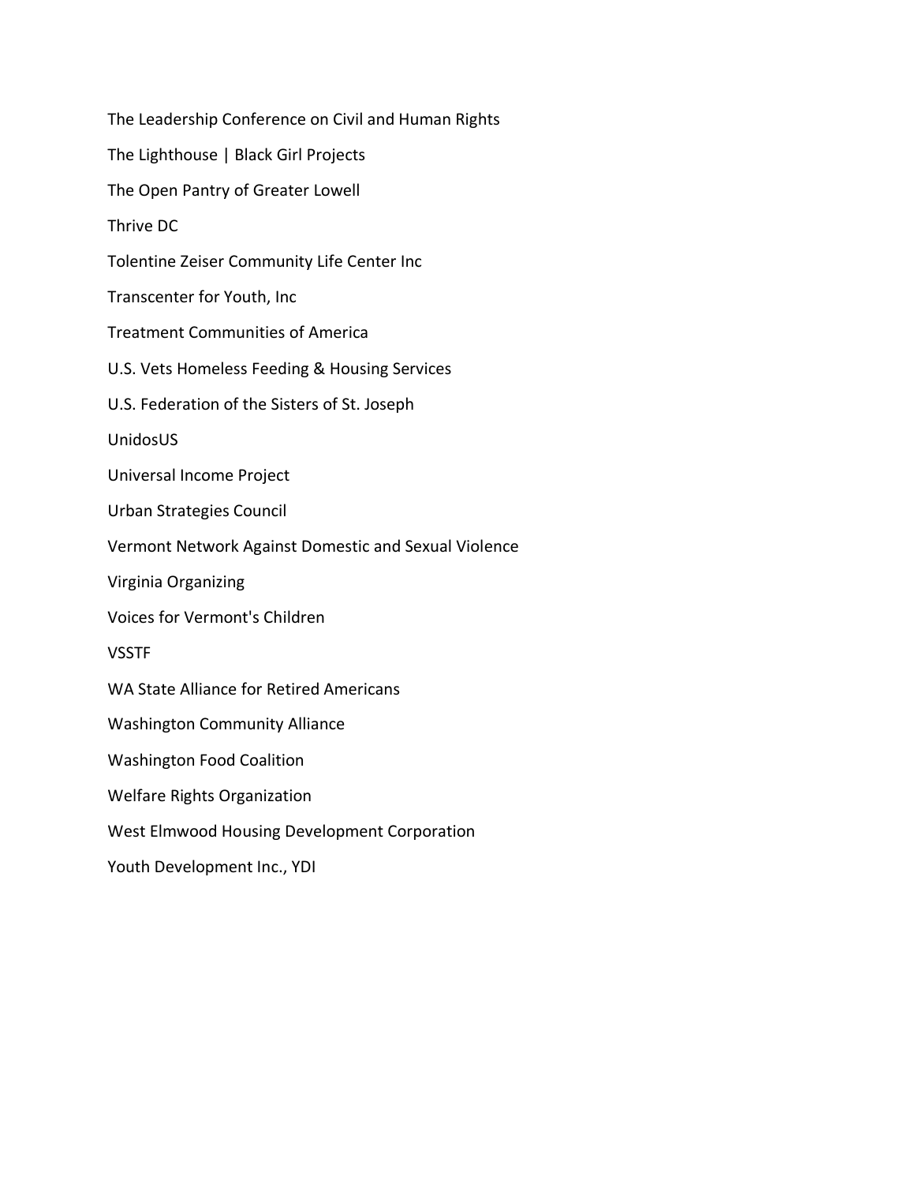The Leadership Conference on Civil and Human Rights

The Lighthouse | Black Girl Projects

The Open Pantry of Greater Lowell

Thrive DC

Tolentine Zeiser Community Life Center Inc

Transcenter for Youth, Inc

Treatment Communities of America

U.S. Vets Homeless Feeding & Housing Services

U.S. Federation of the Sisters of St. Joseph

UnidosUS

Universal Income Project

Urban Strategies Council

Vermont Network Against Domestic and Sexual Violence

Virginia Organizing

Voices for Vermont's Children

VSSTF

WA State Alliance for Retired Americans

Washington Community Alliance

Washington Food Coalition

Welfare Rights Organization

West Elmwood Housing Development Corporation

Youth Development Inc., YDI